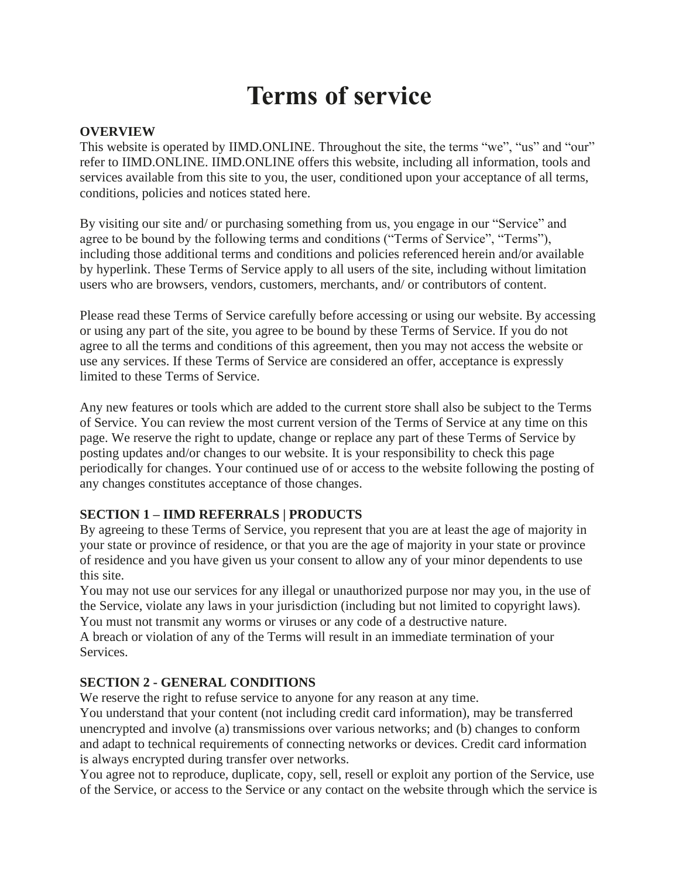# Terms of service

**OVERVIEW**
This website is operated by IIMD.ONLINE. Throughout the site, the terms “we”, “us” and “our” refer to IIMD.ONLINE. IIMD.ONLINE offers this website, including all information, tools and services available from this site to you, the user, conditioned upon your acceptance of all terms, conditions, policies and notices stated here.

By visiting our site and/ or purchasing something from us, you engage in our “Service” and agree to be bound by the following terms and conditions (“Terms of Service”, “Terms”), including those additional terms and conditions and policies referenced herein and/or available by hyperlink. These Terms of Service apply to all users of the site, including without limitation users who are browsers, vendors, customers, merchants, and/ or contributors of content.

Please read these Terms of Service carefully before accessing or using our website. By accessing or using any part of the site, you agree to be bound by these Terms of Service. If you do not agree to all the terms and conditions of this agreement, then you may not access the website or use any services. If these Terms of Service are considered an offer, acceptance is expressly limited to these Terms of Service.

Any new features or tools which are added to the current store shall also be subject to the Terms of Service. You can review the most current version of the Terms of Service at any time on this page. We reserve the right to update, change or replace any part of these Terms of Service by posting updates and/or changes to our website. It is your responsibility to check this page periodically for changes. Your continued use of or access to the website following the posting of any changes constitutes acceptance of those changes.

**SECTION 1 – IIMD REFERRALS | PRODUCTS**
By agreeing to these Terms of Service, you represent that you are at least the age of majority in your state or province of residence, or that you are the age of majority in your state or province of residence and you have given us your consent to allow any of your minor dependents to use this site.
You may not use our services for any illegal or unauthorized purpose nor may you, in the use of the Service, violate any laws in your jurisdiction (including but not limited to copyright laws).
You must not transmit any worms or viruses or any code of a destructive nature.
A breach or violation of any of the Terms will result in an immediate termination of your Services.

**SECTION 2 - GENERAL CONDITIONS**
We reserve the right to refuse service to anyone for any reason at any time.
You understand that your content (not including credit card information), may be transferred unencrypted and involve (a) transmissions over various networks; and (b) changes to conform and adapt to technical requirements of connecting networks or devices. Credit card information is always encrypted during transfer over networks.
You agree not to reproduce, duplicate, copy, sell, resell or exploit any portion of the Service, use of the Service, or access to the Service or any contact on the website through which the service is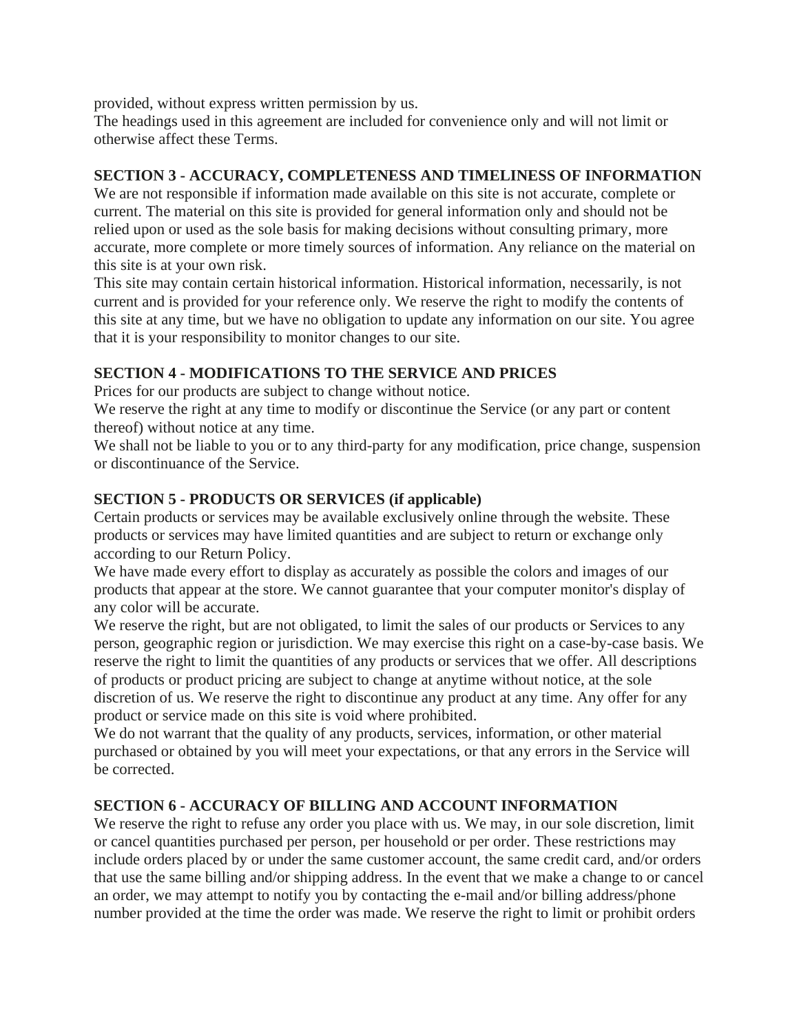provided, without express written permission by us.
The headings used in this agreement are included for convenience only and will not limit or otherwise affect these Terms.

## SECTION 3 - ACCURACY, COMPLETENESS AND TIMELINESS OF INFORMATION

We are not responsible if information made available on this site is not accurate, complete or current. The material on this site is provided for general information only and should not be relied upon or used as the sole basis for making decisions without consulting primary, more accurate, more complete or more timely sources of information. Any reliance on the material on this site is at your own risk.
This site may contain certain historical information. Historical information, necessarily, is not current and is provided for your reference only. We reserve the right to modify the contents of this site at any time, but we have no obligation to update any information on our site. You agree that it is your responsibility to monitor changes to our site.

## SECTION 4 - MODIFICATIONS TO THE SERVICE AND PRICES

Prices for our products are subject to change without notice.
We reserve the right at any time to modify or discontinue the Service (or any part or content thereof) without notice at any time.
We shall not be liable to you or to any third-party for any modification, price change, suspension or discontinuance of the Service.

## SECTION 5 - PRODUCTS OR SERVICES (if applicable)

Certain products or services may be available exclusively online through the website. These products or services may have limited quantities and are subject to return or exchange only according to our Return Policy.
We have made every effort to display as accurately as possible the colors and images of our products that appear at the store. We cannot guarantee that your computer monitor's display of any color will be accurate.
We reserve the right, but are not obligated, to limit the sales of our products or Services to any person, geographic region or jurisdiction. We may exercise this right on a case-by-case basis. We reserve the right to limit the quantities of any products or services that we offer. All descriptions of products or product pricing are subject to change at anytime without notice, at the sole discretion of us. We reserve the right to discontinue any product at any time. Any offer for any product or service made on this site is void where prohibited.
We do not warrant that the quality of any products, services, information, or other material purchased or obtained by you will meet your expectations, or that any errors in the Service will be corrected.

## SECTION 6 - ACCURACY OF BILLING AND ACCOUNT INFORMATION

We reserve the right to refuse any order you place with us. We may, in our sole discretion, limit or cancel quantities purchased per person, per household or per order. These restrictions may include orders placed by or under the same customer account, the same credit card, and/or orders that use the same billing and/or shipping address. In the event that we make a change to or cancel an order, we may attempt to notify you by contacting the e-mail and/or billing address/phone number provided at the time the order was made. We reserve the right to limit or prohibit orders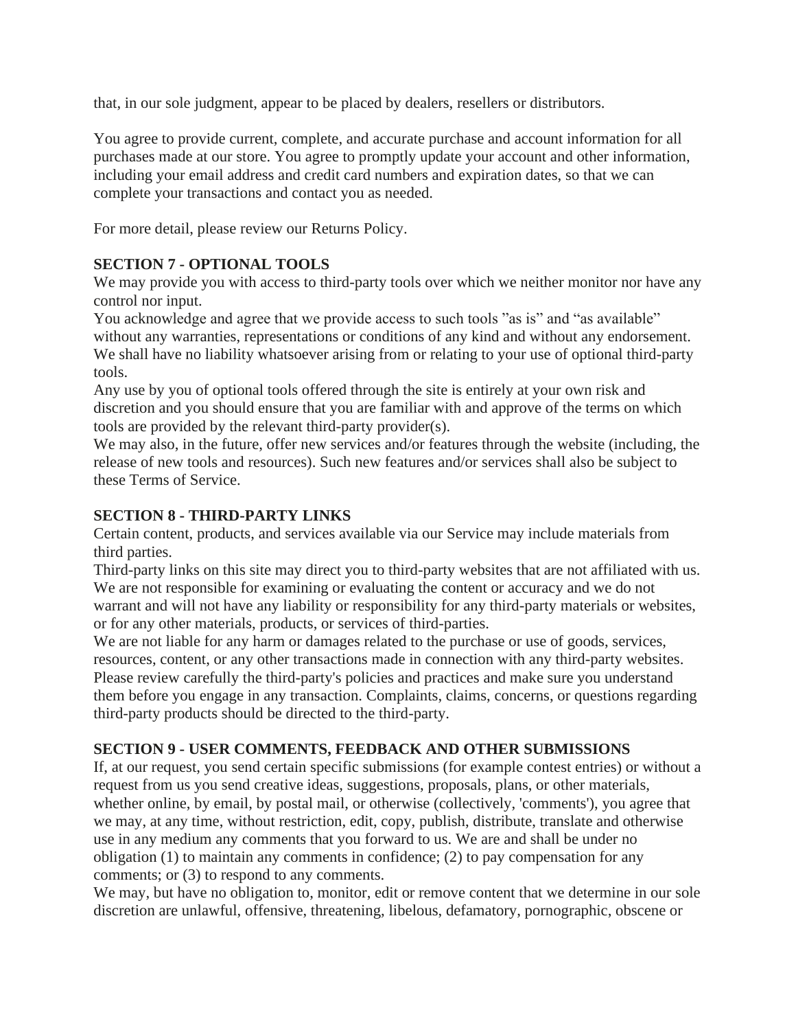that, in our sole judgment, appear to be placed by dealers, resellers or distributors.

You agree to provide current, complete, and accurate purchase and account information for all purchases made at our store. You agree to promptly update your account and other information, including your email address and credit card numbers and expiration dates, so that we can complete your transactions and contact you as needed.

For more detail, please review our Returns Policy.

**SECTION 7 - OPTIONAL TOOLS**

We may provide you with access to third-party tools over which we neither monitor nor have any control nor input.

You acknowledge and agree that we provide access to such tools "as is" and "as available" without any warranties, representations or conditions of any kind and without any endorsement. We shall have no liability whatsoever arising from or relating to your use of optional third-party tools.

Any use by you of optional tools offered through the site is entirely at your own risk and discretion and you should ensure that you are familiar with and approve of the terms on which tools are provided by the relevant third-party provider(s).

We may also, in the future, offer new services and/or features through the website (including, the release of new tools and resources). Such new features and/or services shall also be subject to these Terms of Service.

**SECTION 8 - THIRD-PARTY LINKS**

Certain content, products, and services available via our Service may include materials from third parties.

Third-party links on this site may direct you to third-party websites that are not affiliated with us. We are not responsible for examining or evaluating the content or accuracy and we do not warrant and will not have any liability or responsibility for any third-party materials or websites, or for any other materials, products, or services of third-parties.

We are not liable for any harm or damages related to the purchase or use of goods, services, resources, content, or any other transactions made in connection with any third-party websites. Please review carefully the third-party's policies and practices and make sure you understand them before you engage in any transaction. Complaints, claims, concerns, or questions regarding third-party products should be directed to the third-party.

**SECTION 9 - USER COMMENTS, FEEDBACK AND OTHER SUBMISSIONS**

If, at our request, you send certain specific submissions (for example contest entries) or without a request from us you send creative ideas, suggestions, proposals, plans, or other materials, whether online, by email, by postal mail, or otherwise (collectively, 'comments'), you agree that we may, at any time, without restriction, edit, copy, publish, distribute, translate and otherwise use in any medium any comments that you forward to us. We are and shall be under no obligation (1) to maintain any comments in confidence; (2) to pay compensation for any comments; or (3) to respond to any comments.

We may, but have no obligation to, monitor, edit or remove content that we determine in our sole discretion are unlawful, offensive, threatening, libelous, defamatory, pornographic, obscene or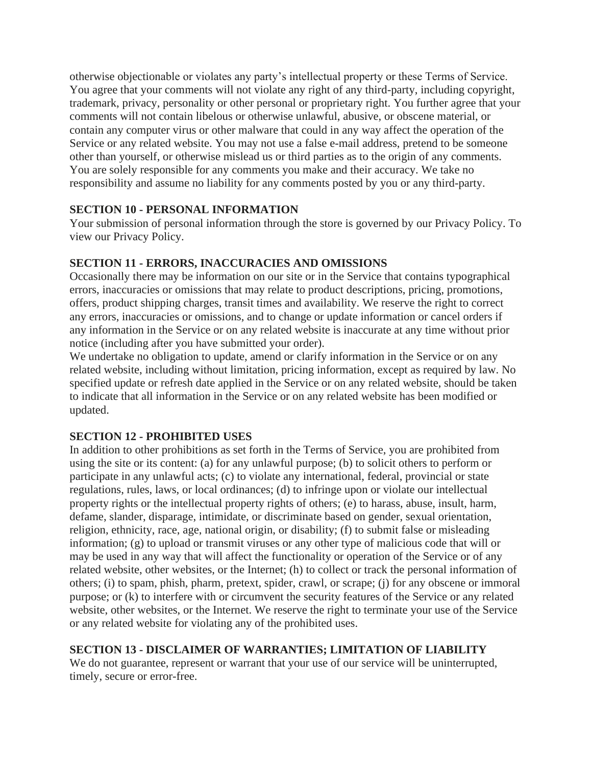otherwise objectionable or violates any party's intellectual property or these Terms of Service. You agree that your comments will not violate any right of any third-party, including copyright, trademark, privacy, personality or other personal or proprietary right. You further agree that your comments will not contain libelous or otherwise unlawful, abusive, or obscene material, or contain any computer virus or other malware that could in any way affect the operation of the Service or any related website. You may not use a false e-mail address, pretend to be someone other than yourself, or otherwise mislead us or third parties as to the origin of any comments. You are solely responsible for any comments you make and their accuracy. We take no responsibility and assume no liability for any comments posted by you or any third-party.

**SECTION 10 - PERSONAL INFORMATION**

Your submission of personal information through the store is governed by our Privacy Policy. To view our Privacy Policy.

**SECTION 11 - ERRORS, INACCURACIES AND OMISSIONS**

Occasionally there may be information on our site or in the Service that contains typographical errors, inaccuracies or omissions that may relate to product descriptions, pricing, promotions, offers, product shipping charges, transit times and availability. We reserve the right to correct any errors, inaccuracies or omissions, and to change or update information or cancel orders if any information in the Service or on any related website is inaccurate at any time without prior notice (including after you have submitted your order).

We undertake no obligation to update, amend or clarify information in the Service or on any related website, including without limitation, pricing information, except as required by law. No specified update or refresh date applied in the Service or on any related website, should be taken to indicate that all information in the Service or on any related website has been modified or updated.

**SECTION 12 - PROHIBITED USES**

In addition to other prohibitions as set forth in the Terms of Service, you are prohibited from using the site or its content: (a) for any unlawful purpose; (b) to solicit others to perform or participate in any unlawful acts; (c) to violate any international, federal, provincial or state regulations, rules, laws, or local ordinances; (d) to infringe upon or violate our intellectual property rights or the intellectual property rights of others; (e) to harass, abuse, insult, harm, defame, slander, disparage, intimidate, or discriminate based on gender, sexual orientation, religion, ethnicity, race, age, national origin, or disability; (f) to submit false or misleading information; (g) to upload or transmit viruses or any other type of malicious code that will or may be used in any way that will affect the functionality or operation of the Service or of any related website, other websites, or the Internet; (h) to collect or track the personal information of others; (i) to spam, phish, pharm, pretext, spider, crawl, or scrape; (j) for any obscene or immoral purpose; or (k) to interfere with or circumvent the security features of the Service or any related website, other websites, or the Internet. We reserve the right to terminate your use of the Service or any related website for violating any of the prohibited uses.

**SECTION 13 - DISCLAIMER OF WARRANTIES; LIMITATION OF LIABILITY**

We do not guarantee, represent or warrant that your use of our service will be uninterrupted, timely, secure or error-free.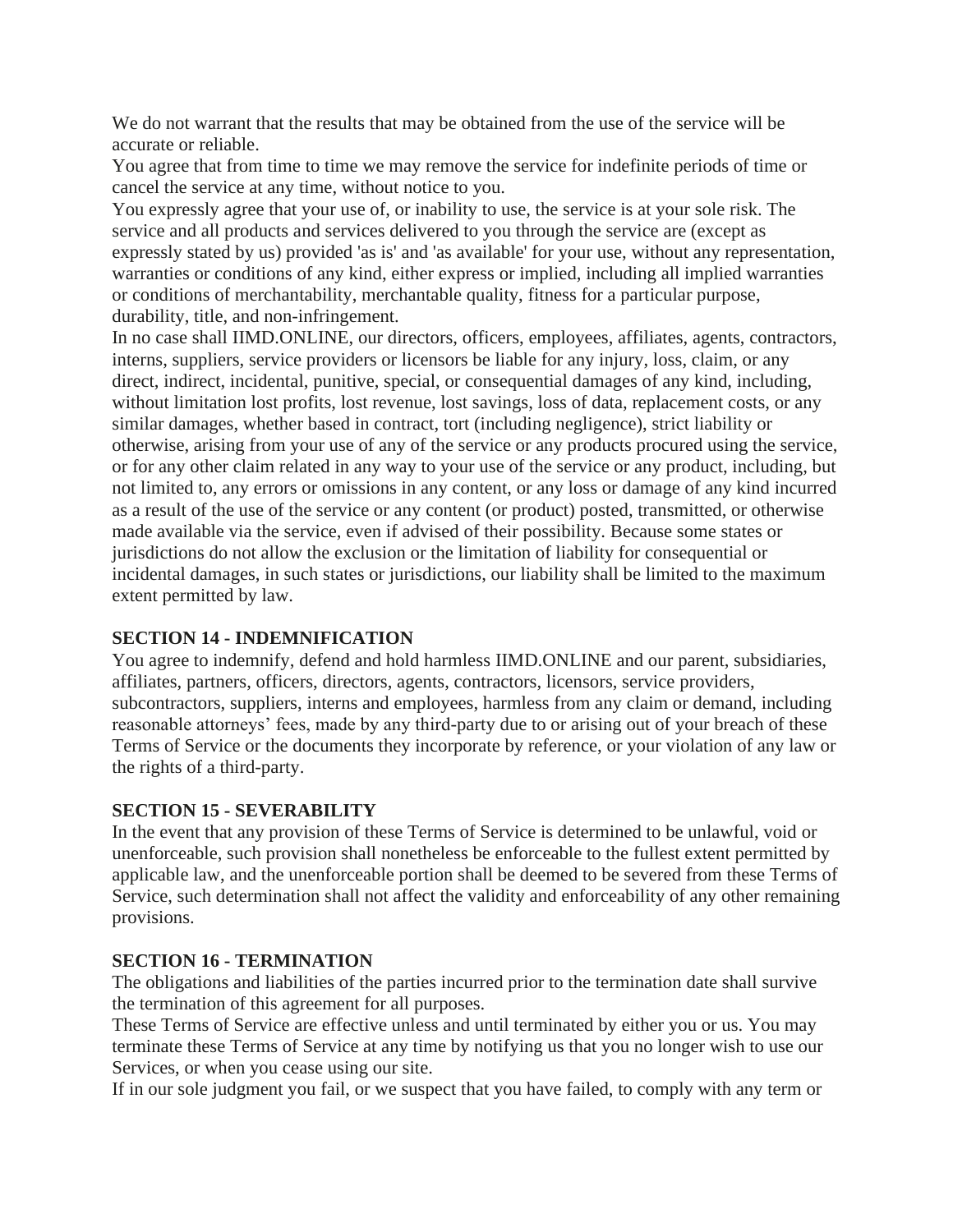We do not warrant that the results that may be obtained from the use of the service will be accurate or reliable.

You agree that from time to time we may remove the service for indefinite periods of time or cancel the service at any time, without notice to you.

You expressly agree that your use of, or inability to use, the service is at your sole risk. The service and all products and services delivered to you through the service are (except as expressly stated by us) provided 'as is' and 'as available' for your use, without any representation, warranties or conditions of any kind, either express or implied, including all implied warranties or conditions of merchantability, merchantable quality, fitness for a particular purpose, durability, title, and non-infringement.

In no case shall IIMD.ONLINE, our directors, officers, employees, affiliates, agents, contractors, interns, suppliers, service providers or licensors be liable for any injury, loss, claim, or any direct, indirect, incidental, punitive, special, or consequential damages of any kind, including, without limitation lost profits, lost revenue, lost savings, loss of data, replacement costs, or any similar damages, whether based in contract, tort (including negligence), strict liability or otherwise, arising from your use of any of the service or any products procured using the service, or for any other claim related in any way to your use of the service or any product, including, but not limited to, any errors or omissions in any content, or any loss or damage of any kind incurred as a result of the use of the service or any content (or product) posted, transmitted, or otherwise made available via the service, even if advised of their possibility. Because some states or jurisdictions do not allow the exclusion or the limitation of liability for consequential or incidental damages, in such states or jurisdictions, our liability shall be limited to the maximum extent permitted by law.

**SECTION 14 - INDEMNIFICATION**

You agree to indemnify, defend and hold harmless IIMD.ONLINE and our parent, subsidiaries, affiliates, partners, officers, directors, agents, contractors, licensors, service providers, subcontractors, suppliers, interns and employees, harmless from any claim or demand, including reasonable attorneys' fees, made by any third-party due to or arising out of your breach of these Terms of Service or the documents they incorporate by reference, or your violation of any law or the rights of a third-party.

**SECTION 15 - SEVERABILITY**

In the event that any provision of these Terms of Service is determined to be unlawful, void or unenforceable, such provision shall nonetheless be enforceable to the fullest extent permitted by applicable law, and the unenforceable portion shall be deemed to be severed from these Terms of Service, such determination shall not affect the validity and enforceability of any other remaining provisions.

**SECTION 16 - TERMINATION**

The obligations and liabilities of the parties incurred prior to the termination date shall survive the termination of this agreement for all purposes.

These Terms of Service are effective unless and until terminated by either you or us. You may terminate these Terms of Service at any time by notifying us that you no longer wish to use our Services, or when you cease using our site.

If in our sole judgment you fail, or we suspect that you have failed, to comply with any term or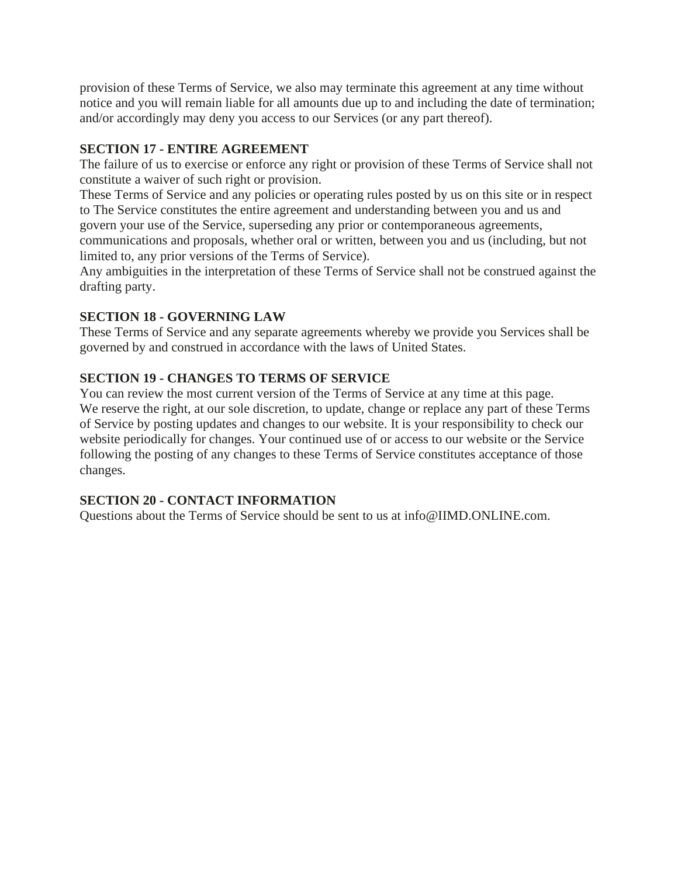provision of these Terms of Service, we also may terminate this agreement at any time without notice and you will remain liable for all amounts due up to and including the date of termination; and/or accordingly may deny you access to our Services (or any part thereof).

**SECTION 17 - ENTIRE AGREEMENT**

The failure of us to exercise or enforce any right or provision of these Terms of Service shall not constitute a waiver of such right or provision.

These Terms of Service and any policies or operating rules posted by us on this site or in respect to The Service constitutes the entire agreement and understanding between you and us and govern your use of the Service, superseding any prior or contemporaneous agreements, communications and proposals, whether oral or written, between you and us (including, but not limited to, any prior versions of the Terms of Service).

Any ambiguities in the interpretation of these Terms of Service shall not be construed against the drafting party.

**SECTION 18 - GOVERNING LAW**

These Terms of Service and any separate agreements whereby we provide you Services shall be governed by and construed in accordance with the laws of United States.

**SECTION 19 - CHANGES TO TERMS OF SERVICE**

You can review the most current version of the Terms of Service at any time at this page.

We reserve the right, at our sole discretion, to update, change or replace any part of these Terms of Service by posting updates and changes to our website. It is your responsibility to check our website periodically for changes. Your continued use of or access to our website or the Service following the posting of any changes to these Terms of Service constitutes acceptance of those changes.

**SECTION 20 - CONTACT INFORMATION**

Questions about the Terms of Service should be sent to us at info@IIMD.ONLINE.com.